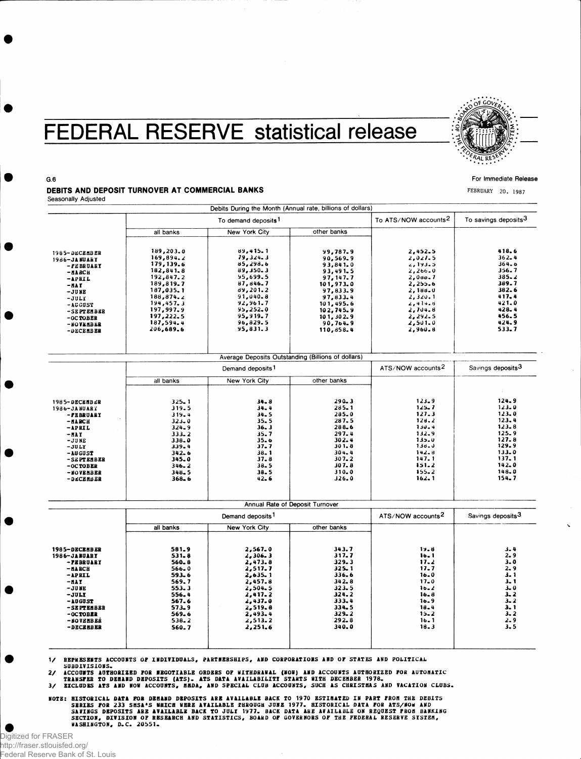# FEDERAL RESERVE statistical release

G.6

For Immediate Release

FEBRUARY 20, 1987

## DEBITS AND DEPOSIT TURNOVER AT COMMERCIAL BANKS

Seasonally Adjusted

| | Debits During the Month (Annual rate, billions of dollars) | | | | |
|---|---|---|---|---|---|
| | To demand deposits[1] | | | To ATS/NOW accounts[2] | To savings deposits[3] |
| | all banks | New York City | other banks | | |
| 1985-DECEMBER | 189,203.0 | 89,415.1 | 99,787.9 | 2,452.5 | 418.6 |
| 1986-JANUARY | 169,894.2 | 79,324.3 | 90,569.9 | 2,027.5 | 362.4 |
| -FEBRUARY | 179,139.6 | 85,298.6 | 93,841.0 | 2,193.5 | 364.6 |
| -MARCH | 182,841.8 | 89,350.3 | 93,491.5 | 2,266.0 | 356.7 |
| -APRIL | 192,847.2 | 95,699.5 | 97,147.7 | 2,088.7 | 385.2 |
| -MAY | 189,819.7 | 87,846.7 | 101,973.0 | 2,255.6 | 389.7 |
| -JUNE | 187,035.1 | 89,201.2 | 97,833.9 | 2,188.0 | 382.6 |
| -JULY | 188,874.2 | 91,040.8 | 97,833.4 | 2,320.1 | 417.4 |
| -AUGUST | 194,457.3 | 92,961.7 | 101,495.6 | 2,414.8 | 421.0 |
| -SEPTEMBER | 197,997.9 | 95,252.0 | 102,745.9 | 2,704.8 | 428.4 |
| -OCTOBER | 197,222.5 | 95,919.7 | 101,302.9 | 2,292.5 | 456.5 |
| -NOVEMBER | 187,594.4 | 96,829.5 | 90,764.9 | 2,501.0 | 424.9 |
| -DECEMBER | 206,689.6 | 95,831.3 | 110,858.4 | 2,960.8 | 533.7 |

| | Average Deposits Outstanding (Billions of dollars) | | | | |
|---|---|---|---|---|---|
| | Demand deposits[1] | | | ATS/NOW accounts[2] | Savings deposits[3] |
| | all banks | New York City | other banks | | |
| 1985-DECEMBER | 325.1 | 34.8 | 290.3 | 123.9 | 124.9 |
| 1986-JANUARY | 319.5 | 34.4 | 285.1 | 125.7 | 123.0 |
| -FEBRUARY | 319.4 | 34.5 | 285.0 | 127.3 | 123.0 |
| -MARCH | 323.0 | 35.5 | 287.5 | 128.2 | 123.4 |
| -APRIL | 324.9 | 36.3 | 288.6 | 130.4 | 123.8 |
| -MAY | 333.2 | 35.7 | 297.4 | 132.9 | 125.9 |
| -JUNE | 338.0 | 35.6 | 302.4 | 135.0 | 127.8 |
| -JULY | 339.4 | 37.7 | 301.8 | 138.0 | 129.9 |
| -AUGUST | 342.6 | 38.1 | 304.4 | 142.8 | 133.0 |
| -SEPTEMBER | 345.0 | 37.8 | 307.2 | 147.1 | 137.1 |
| -OCTOBER | 346.2 | 38.5 | 307.8 | 151.2 | 142.0 |
| -NOVEMBER | 348.5 | 38.5 | 310.0 | 155.2 | 148.0 |
| -DECEMBER | 368.6 | 42.6 | 326.0 | 162.1 | 154.7 |

| | Annual Rate of Deposit Turnover | | | | |
|---|---|---|---|---|---|
| | Demand deposits[1] | | | ATS/NOW accounts[2] | Savings deposits[3] |
| | all banks | New York City | other banks | | |
| 1985-DECEMBER | 581.9 | 2,567.0 | 343.7 | 19.8 | 3.4 |
| 1986-JANUARY | 531.8 | 2,306.3 | 317.7 | 16.1 | 2.9 |
| -FEBRUARY | 560.8 | 2,473.8 | 329.3 | 17.2 | 3.0 |
| -MARCH | 566.0 | 2,517.7 | 325.1 | 17.7 | 2.9 |
| -APRIL | 593.6 | 2,635.1 | 336.6 | 16.0 | 3.1 |
| -MAY | 569.7 | 2,457.8 | 342.8 | 17.0 | 3.1 |
| -JUNE | 553.3 | 2,504.5 | 323.5 | 16.2 | 3.0 |
| -JULY | 556.4 | 2,417.2 | 324.2 | 16.8 | 3.2 |
| -AUGUST | 567.6 | 2,437.0 | 333.4 | 16.9 | 3.2 |
| -SEPTEMBER | 573.9 | 2,519.8 | 334.5 | 18.4 | 3.1 |
| -OCTOBER | 569.6 | 2,493.4 | 329.2 | 15.2 | 3.2 |
| -NOVEMBER | 538.2 | 2,513.2 | 292.8 | 16.1 | 2.9 |
| -DECEMBER | 560.7 | 2,251.6 | 340.0 | 18.3 | 3.5 |

1/ REPRESENTS ACCOUNTS OF INDIVIDUALS, PARTNERSHIPS, AND CORPORATIONS AND OF STATES AND POLITICAL SUBDIVISIONS.

2/ ACCOUNTS AUTHORIZED FOR NEGOTIABLE ORDERS OF WITHDRAWAL (NOW) AND ACCOUNTS AUTHORIZED FOR AUTOMATIC TRANSFER TO DEMAND DEPOSITS (ATS). ATS DATA AVAILABILITY STARTS WITH DECEMBER 1978.

3/ EXCLUDES ATS AND NOW ACCOUNTS, MMDA, AND SPECIAL CLUB ACCOUNTS, SUCH AS CHRISTMAS AND VACATION CLUBS.

NOTE: HISTORICAL DATA FOR DEMAND DEPOSITS ARE AVAILABLE BACK TO 1970 ESTIMATED IN PART FROM THE DEBITS SERIES FOR 233 SMSA'S WHICH WERE AVAILABLE THROUGH JUNE 1977. HISTORICAL DATA FOR ATS/NOW AND SAVINGS DEPOSITS ARE AVAILABLE BACK TO JULY 1977. BACK DATA ARE AVAILABLE ON REQUEST FROM BANKING SECTION, DIVISION OF RESEARCH AND STATISTICS, BOARD OF GOVERNORS OF THE FEDERAL RESERVE SYSTEM, WASHINGTON, D.C. 20551.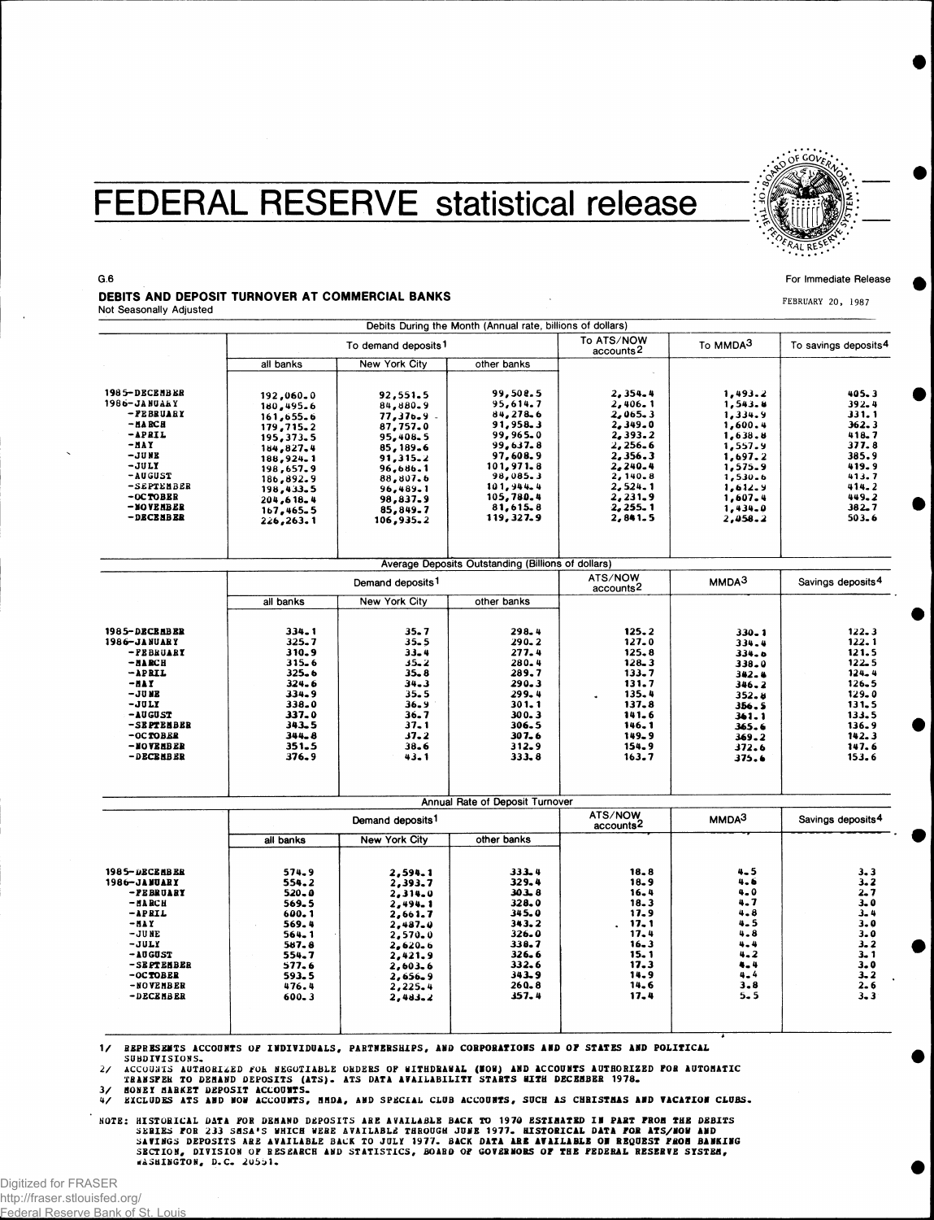# FEDERAL RESERVE statistical release

G.6

For Immediate Release

## DEBITS AND DEPOSIT TURNOVER AT COMMERCIAL BANKS

FEBRUARY 20, 1987

Not Seasonally Adjusted

| | Debits During the Month (Annual rate, billions of dollars) | | | | | |
|---|---|---|---|---|---|---|
| | To demand deposits[1] | | | To ATS/NOW accounts[2] | To MMDA[3] | To savings deposits[4] |
| | all banks | New York City | other banks | | | |
| 1985-DECEMBER | 192,060.0 | 92,551.5 | 99,508.5 | 2,354.4 | 1,493.2 | 405.3 |
| 1986-JANUARY | 180,495.6 | 84,880.9 | 95,614.7 | 2,406.1 | 1,543.8 | 392.4 |
| -FEBRUARY | 161,655.6 | 77,376.9 | 84,278.6 | 2,065.3 | 1,334.9 | 331.1 |
| -MARCH | 179,715.2 | 87,757.0 | 91,958.3 | 2,349.0 | 1,600.4 | 362.3 |
| -APRIL | 195,373.5 | 95,408.5 | 99,965.0 | 2,393.2 | 1,638.8 | 418.7 |
| -MAY | 184,827.4 | 85,189.6 | 99,637.8 | 2,256.6 | 1,557.9 | 377.8 |
| -JUNE | 188,924.1 | 91,315.2 | 97,608.9 | 2,356.3 | 1,697.2 | 385.9 |
| -JULY | 198,657.9 | 96,686.1 | 101,971.8 | 2,240.4 | 1,575.9 | 419.9 |
| -AUGUST | 186,892.9 | 88,807.6 | 98,085.3 | 2,140.8 | 1,530.6 | 413.7 |
| -SEPTEMBER | 198,433.5 | 96,489.1 | 101,944.4 | 2,524.1 | 1,612.9 | 414.2 |
| -OCTOBER | 204,618.4 | 98,837.9 | 105,780.4 | 2,231.9 | 1,607.4 | 449.2 |
| -NOVEMBER | 167,465.5 | 85,849.7 | 81,615.8 | 2,255.1 | 1,434.0 | 382.7 |
| -DECEMBER | 226,263.1 | 106,935.2 | 119,327.9 | 2,841.5 | 2,058.2 | 503.6 |

| | Average Deposits Outstanding (Billions of dollars) | | | | | |
|---|---|---|---|---|---|---|
| | Demand deposits[1] | | | ATS/NOW accounts[2] | MMDA[3] | Savings deposits[4] |
| | all banks | New York City | other banks | | | |
| 1985-DECEMBER | 334.1 | 35.7 | 298.4 | 125.2 | 330.1 | 122.3 |
| 1986-JANUARY | 325.7 | 35.5 | 290.2 | 127.0 | 334.4 | 122.1 |
| -FEBRUARY | 310.9 | 33.4 | 277.4 | 125.8 | 334.6 | 121.5 |
| -MARCH | 315.6 | 35.2 | 280.4 | 128.3 | 338.0 | 122.5 |
| -APRIL | 325.6 | 35.8 | 289.7 | 133.7 | 342.4 | 124.4 |
| -MAY | 324.6 | 34.3 | 290.3 | 131.7 | 346.2 | 126.5 |
| -JUNE | 334.9 | 35.5 | 299.4 | 135.4 | 352.8 | 129.0 |
| -JULY | 338.0 | 36.9 | 301.1 | 137.8 | 356.5 | 131.5 |
| -AUGUST | 337.0 | 36.7 | 300.3 | 141.6 | 361.1 | 133.5 |
| -SEPTEMBER | 343.5 | 37.1 | 306.5 | 146.1 | 365.6 | 136.9 |
| -OCTOBER | 344.8 | 37.2 | 307.6 | 149.9 | 369.2 | 142.3 |
| -NOVEMBER | 351.5 | 38.6 | 312.9 | 154.9 | 372.6 | 147.6 |
| -DECEMBER | 376.9 | 43.1 | 333.8 | 163.7 | 375.6 | 153.6 |

| | Annual Rate of Deposit Turnover | | | | | |
|---|---|---|---|---|---|---|
| | Demand deposits[1] | | | ATS/NOW accounts[2] | MMDA[3] | Savings deposits[4] |
| | all banks | New York City | other banks | | | |
| 1985-DECEMBER | 574.9 | 2,594.1 | 333.4 | 18.8 | 4.5 | 3.3 |
| 1986-JANUARY | 554.2 | 2,393.7 | 329.4 | 18.9 | 4.6 | 3.2 |
| -FEBRUARY | 520.0 | 2,314.0 | 303.8 | 16.4 | 4.0 | 2.7 |
| -MARCH | 569.5 | 2,494.1 | 328.0 | 18.3 | 4.7 | 3.0 |
| -APRIL | 600.1 | 2,661.7 | 345.0 | 17.9 | 4.8 | 3.4 |
| -MAY | 569.4 | 2,487.0 | 343.2 | 17.1 | 4.5 | 3.0 |
| -JUNE | 564.1 | 2,570.0 | 326.0 | 17.4 | 4.8 | 3.0 |
| -JULY | 587.8 | 2,620.6 | 338.7 | 16.3 | 4.4 | 3.2 |
| -AUGUST | 554.7 | 2,421.9 | 326.6 | 15.1 | 4.2 | 3.1 |
| -SEPTEMBER | 577.6 | 2,603.6 | 332.6 | 17.3 | 4.4 | 3.0 |
| -OCTOBER | 593.5 | 2,656.9 | 343.9 | 14.9 | 4.4 | 3.2 |
| -NOVEMBER | 476.4 | 2,225.4 | 260.8 | 14.6 | 3.8 | 2.6 |
| -DECEMBER | 600.3 | 2,483.2 | 357.4 | 17.4 | 5.5 | 3.3 |

1/ REPRESENTS ACCOUNTS OF INDIVIDUALS, PARTNERSHIPS, AND CORPORATIONS AND OF STATES AND POLITICAL SUBDIVISIONS.
2/ ACCOUNTS AUTHORIZED FOR NEGOTIABLE ORDERS OF WITHDRAWAL (NOW) AND ACCOUNTS AUTHORIZED FOR AUTOMATIC TRANSFER TO DEMAND DEPOSITS (ATS). ATS DATA AVAILABILITY STARTS WITH DECEMBER 1978.
3/ MONEY MARKET DEPOSIT ACCOUNTS.
4/ EXCLUDES ATS AND NOW ACCOUNTS, MMDA, AND SPECIAL CLUB ACCOUNTS, SUCH AS CHRISTMAS AND VACATION CLUBS.

NOTE: HISTORICAL DATA FOR DEMAND DEPOSITS ARE AVAILABLE BACK TO 1970 ESTIMATED IN PART FROM THE DEBITS SERIES FOR 233 SMSA'S WHICH WERE AVAILABLE THROUGH JUNE 1977. HISTORICAL DATA FOR ATS/NOW AND SAVINGS DEPOSITS ARE AVAILABLE BACK TO JULY 1977. BACK DATA ARE AVAILABLE ON REQUEST FROM BANKING SECTION, DIVISION OF RESEARCH AND STATISTICS, BOARD OF GOVERNORS OF THE FEDERAL RESERVE SYSTEM, WASHINGTON, D.C. 20551.